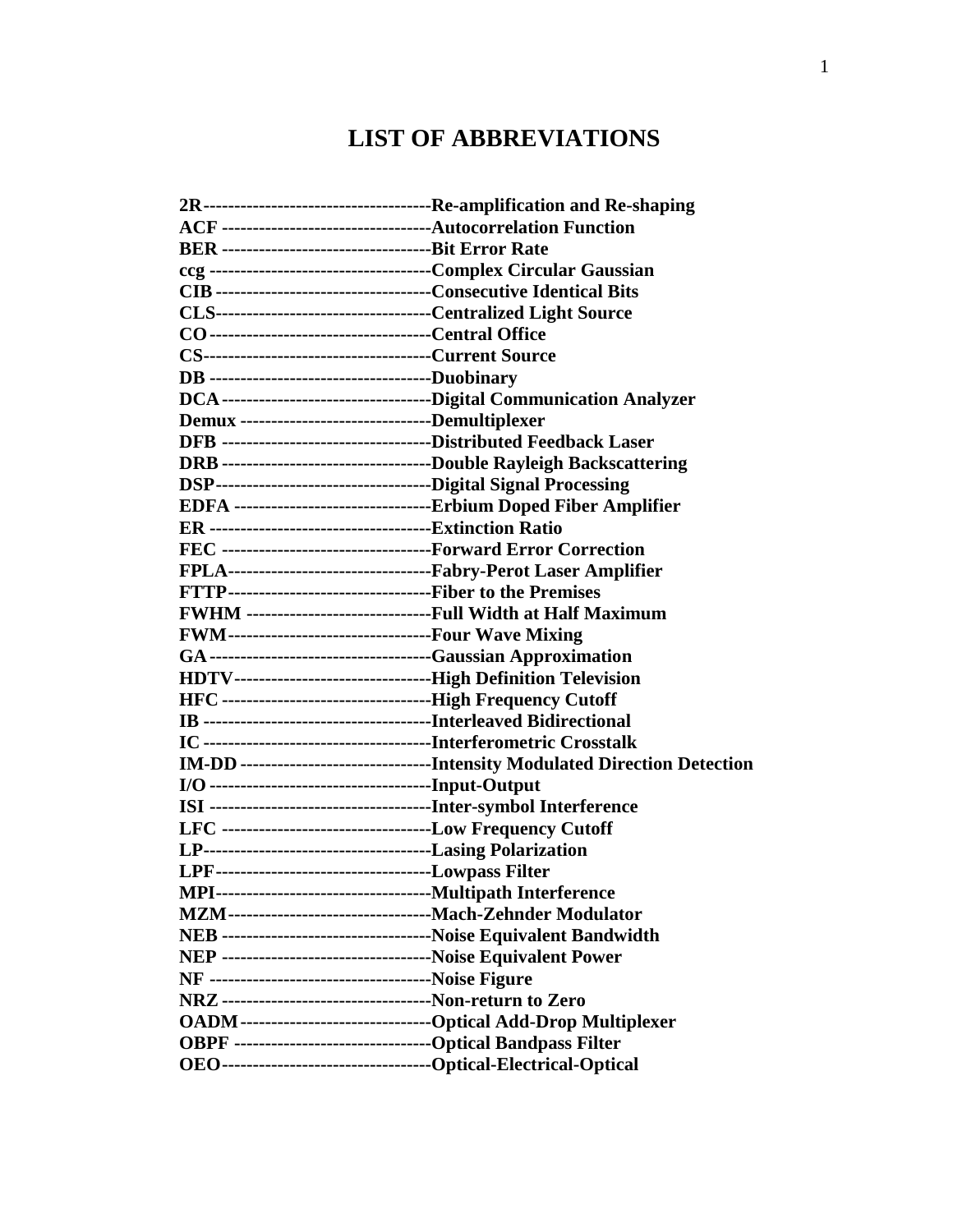# LIST OF ABBREVIATIONS

**2R**------------------------------------**Re-amplification and Re-shaping**
**ACF** ----------------------------------**Autocorrelation Function**
**BER** ----------------------------------**Bit Error Rate**
**ccg** ------------------------------------**Complex Circular Gaussian**
**CIB** -----------------------------------**Consecutive Identical Bits**
**CLS**-----------------------------------**Centralized Light Source**
**CO** ------------------------------------**Central Office**
**CS**-------------------------------------**Current Source**
**DB** ------------------------------------**Duobinary**
**DCA** ----------------------------------**Digital Communication Analyzer**
**Demux** -------------------------------**Demultiplexer**
**DFB** ----------------------------------**Distributed Feedback Laser**
**DRB** ----------------------------------**Double Rayleigh Backscattering**
**DSP**-----------------------------------**Digital Signal Processing**
**EDFA** --------------------------------**Erbium Doped Fiber Amplifier**
**ER** ------------------------------------**Extinction Ratio**
**FEC** ----------------------------------**Forward Error Correction**
**FPLA**---------------------------------**Fabry-Perot Laser Amplifier**
**FTTP**---------------------------------**Fiber to the Premises**
**FWHM** ------------------------------**Full Width at Half Maximum**
**FWM**---------------------------------**Four Wave Mixing**
**GA** ------------------------------------**Gaussian Approximation**
**HDTV**--------------------------------**High Definition Television**
**HFC** ----------------------------------**High Frequency Cutoff**
**IB** -------------------------------------**Interleaved Bidirectional**
**IC** -------------------------------------**Interferometric Crosstalk**
**IM-DD** -------------------------------**Intensity Modulated Direction Detection**
**I/O** ------------------------------------**Input-Output**
**ISI** ------------------------------------**Inter-symbol Interference**
**LFC** ----------------------------------**Low Frequency Cutoff**
**LP**-------------------------------------**Lasing Polarization**
**LPF**-----------------------------------**Lowpass Filter**
**MPI**-----------------------------------**Multipath Interference**
**MZM**---------------------------------**Mach-Zehnder Modulator**
**NEB** ----------------------------------**Noise Equivalent Bandwidth**
**NEP** ----------------------------------**Noise Equivalent Power**
**NF** ------------------------------------**Noise Figure**
**NRZ** ----------------------------------**Non-return to Zero**
**OADM**-------------------------------**Optical Add-Drop Multiplexer**
**OBPF** --------------------------------**Optical Bandpass Filter**
**OEO**----------------------------------**Optical-Electrical-Optical**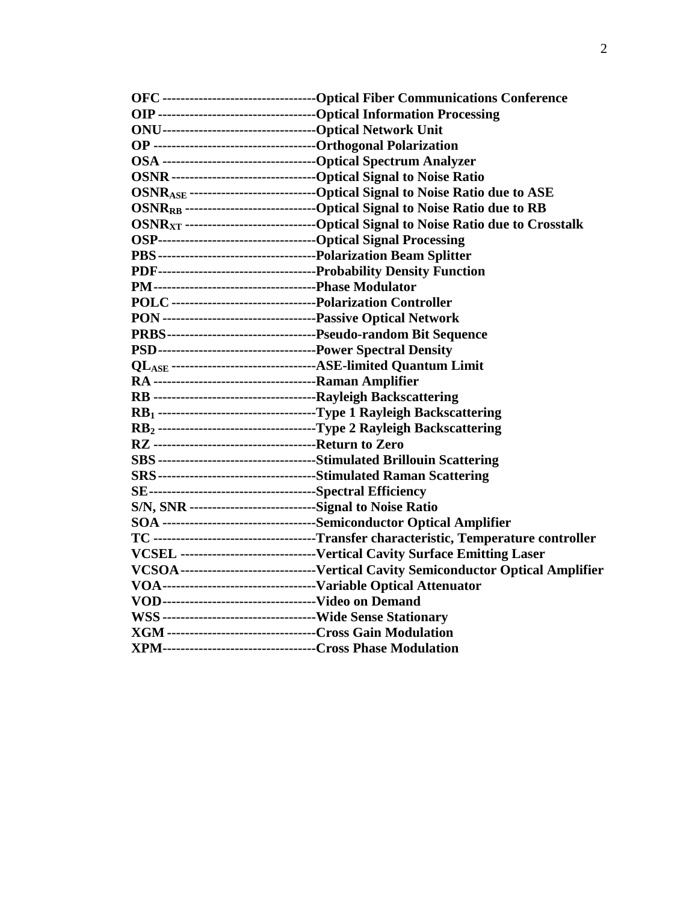**OFC** ---------------------------------**Optical Fiber Communications Conference**
**OIP** ----------------------------------**Optical Information Processing**
**ONU**---------------------------------**Optical Network Unit**
**OP** -----------------------------------**Orthogonal Polarization**
**OSA** ---------------------------------**Optical Spectrum Analyzer**
**OSNR** -------------------------------**Optical Signal to Noise Ratio**
**$OSNR_{ASE}$** ---------------------------**Optical Signal to Noise Ratio due to ASE**
**$OSNR_{RB}$** ----------------------------**Optical Signal to Noise Ratio due to RB**
**$OSNR_{XT}$** ----------------------------**Optical Signal to Noise Ratio due to Crosstalk**
**OSP**----------------------------------**Optical Signal Processing**
**PBS** ----------------------------------**Polarization Beam Splitter**
**PDF**----------------------------------**Probability Density Function**
**PM** -----------------------------------**Phase Modulator**
**POLC** -------------------------------**Polarization Controller**
**PON** ---------------------------------**Passive Optical Network**
**PRBS**--------------------------------**Pseudo-random Bit Sequence**
**PSD**----------------------------------**Power Spectral Density**
**$QL_{ASE}$** -------------------------------**ASE-limited Quantum Limit**
**RA** -----------------------------------**Raman Amplifier**
**RB** -----------------------------------**Rayleigh Backscattering**
**$RB_1$** ----------------------------------**Type 1 Rayleigh Backscattering**
**$RB_2$** ----------------------------------**Type 2 Rayleigh Backscattering**
**RZ** -----------------------------------**Return to Zero**
**SBS** ----------------------------------**Stimulated Brillouin Scattering**
**SRS**----------------------------------**Stimulated Raman Scattering**
**SE**------------------------------------**Spectral Efficiency**
**S/N, SNR** ---------------------------**Signal to Noise Ratio**
**SOA** ---------------------------------**Semiconductor Optical Amplifier**
**TC** -----------------------------------**Transfer characteristic, Temperature controller**
**VCSEL** -----------------------------**Vertical Cavity Surface Emitting Laser**
**VCSOA**-----------------------------**Vertical Cavity Semiconductor Optical Amplifier**
**VOA**---------------------------------**Variable Optical Attenuator**
**VOD**---------------------------------**Video on Demand**
**WSS** ---------------------------------**Wide Sense Stationary**
**XGM** --------------------------------**Cross Gain Modulation**
**XPM**---------------------------------**Cross Phase Modulation**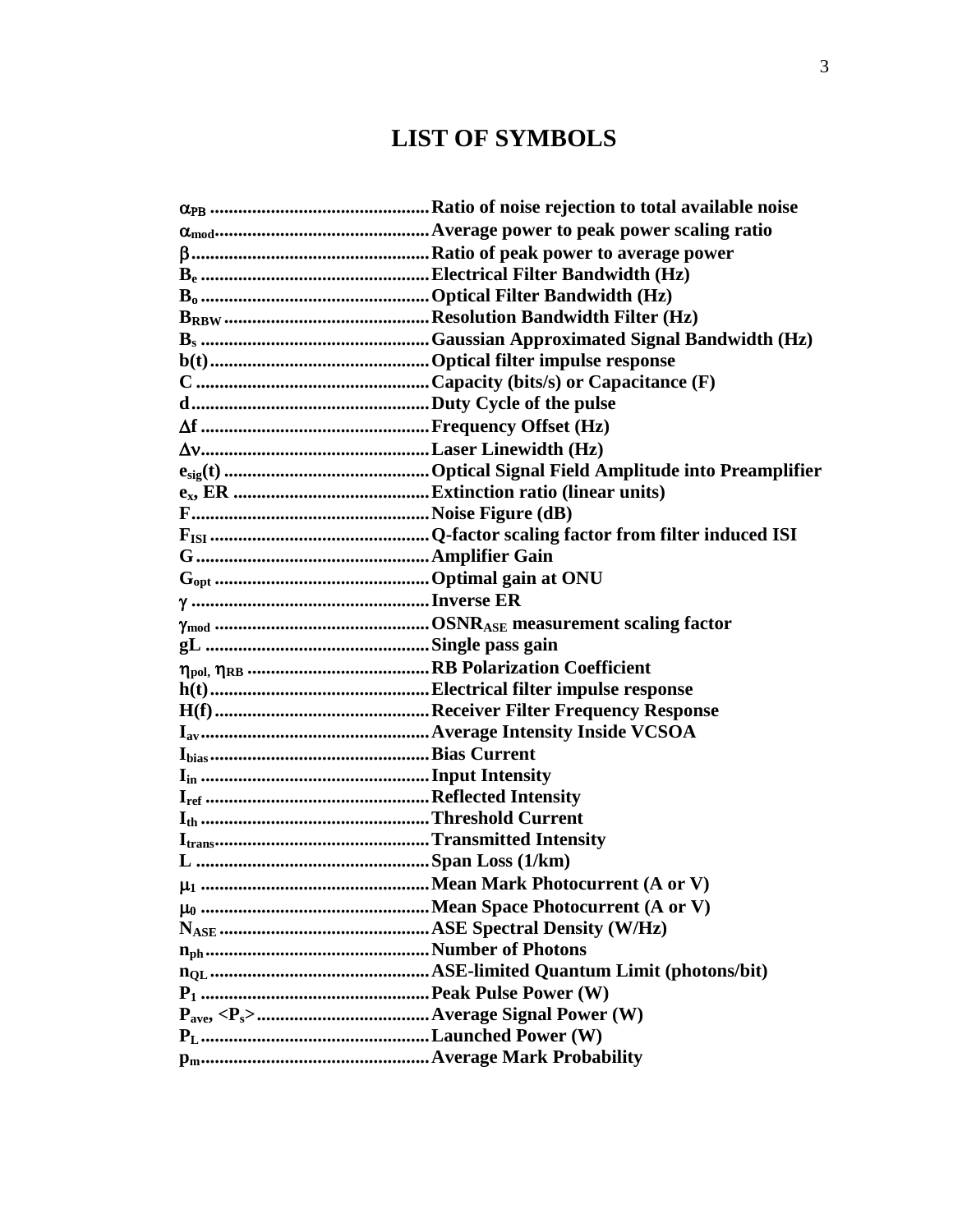# LIST OF SYMBOLS

$\alpha_{PB}$ ............................................. Ratio of noise rejection to total available noise

$\alpha_{mod}$ ........................................... Average power to peak power scaling ratio

$\beta$ ................................................. Ratio of peak power to average power

$B_e$ ................................................ Electrical Filter Bandwidth (Hz)

$B_o$ ................................................ Optical Filter Bandwidth (Hz)

$B_{RBW}$ .......................................... Resolution Bandwidth Filter (Hz)

$B_s$ ................................................ Gaussian Approximated Signal Bandwidth (Hz)

$b(t)$ ............................................... Optical filter impulse response

C ..................................................... Capacity (bits/s) or Capacitance (F)

d ..................................................... Duty Cycle of the pulse

$\Delta f$ ............................................... Frequency Offset (Hz)

$\Delta\nu$ ................................................ Laser Linewidth (Hz)

$e_{sig}(t)$ .......................................... Optical Signal Field Amplitude into Preamplifier

$e_x$, ER .......................................... Extinction ratio (linear units)

F ..................................................... Noise Figure (dB)

$F_{ISI}$ ............................................. Q-factor scaling factor from filter induced ISI

G ..................................................... Amplifier Gain

$G_{opt}$ ............................................ Optimal gain at ONU

$\gamma$ ................................................. Inverse ER

$\gamma_{mod}$ ........................................... $OSNR_{ASE}$ measurement scaling factor

gL ................................................... Single pass gain

$\eta_{pol}$, $\eta_{RB}$ ..................................... RB Polarization Coefficient

$h(t)$ ............................................... Electrical filter impulse response

$H(f)$ .............................................. Receiver Filter Frequency Response

$I_{av}$ ............................................... Average Intensity Inside VCSOA

$I_{bias}$ ............................................. Bias Current

$I_{in}$ ............................................... Input Intensity

$I_{ref}$ ............................................... Reflected Intensity

$I_{th}$ ............................................... Threshold Current

$I_{trans}$ ........................................... Transmitted Intensity

L ..................................................... Span Loss (1/km)

$\mu_1$ ............................................... Mean Mark Photocurrent (A or V)

$\mu_0$ ............................................... Mean Space Photocurrent (A or V)

$N_{ASE}$ .......................................... ASE Spectral Density (W/Hz)

$n_{ph}$ ............................................. Number of Photons

$n_{QL}$ ............................................. ASE-limited Quantum Limit (photons/bit)

$P_1$ ................................................ Peak Pulse Power (W)

$P_{ave}$, $\langle P_s \rangle$ ................................... Average Signal Power (W)

$P_L$ ................................................ Launched Power (W)

$p_m$ ............................................... Average Mark Probability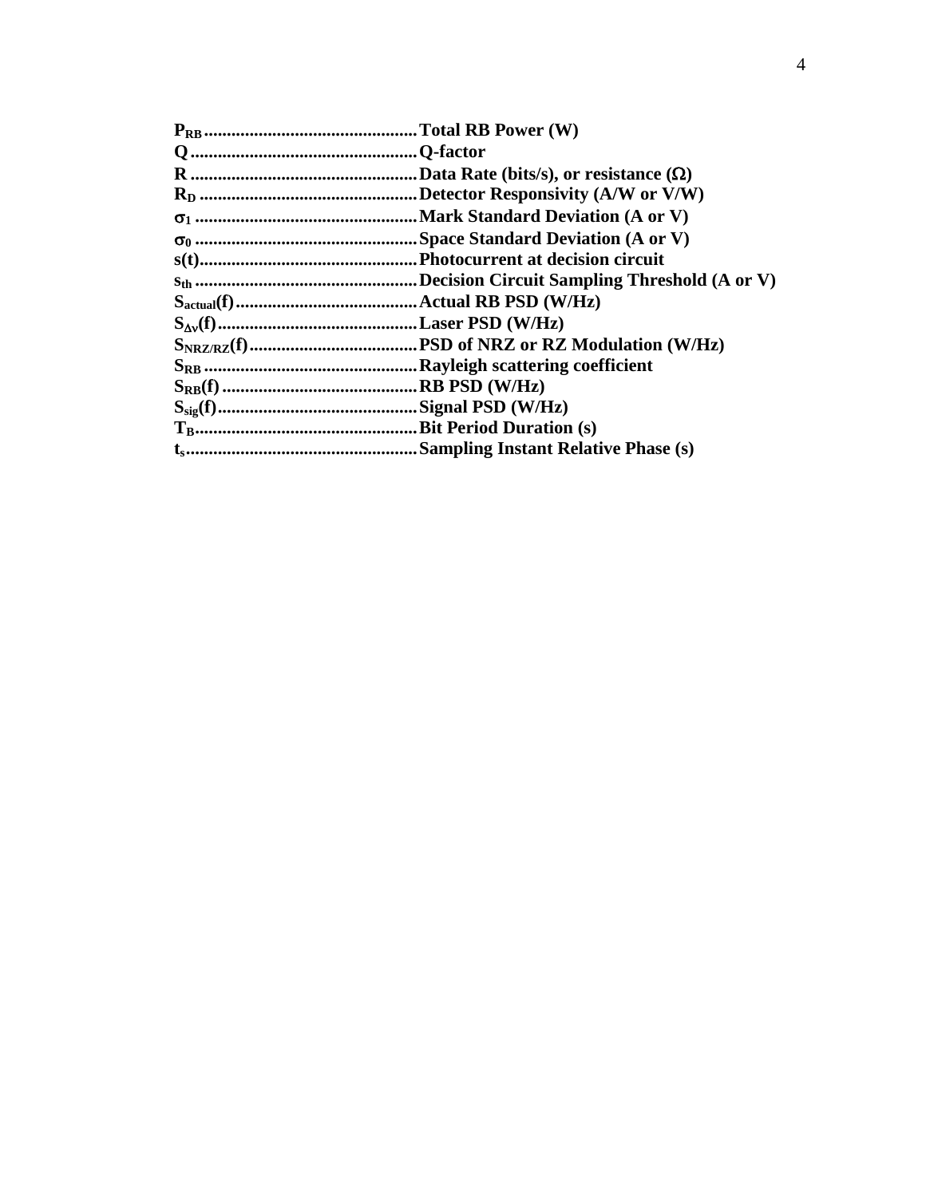**$P_{RB}$**..............................................**Total RB Power (W)**
**$Q$**..................................................**Q-factor**
**$R$**..................................................**Data Rate (bits/s), or resistance ($\Omega$)**
**$R_D$**................................................**Detector Responsivity (A/W or V/W)**
**$\sigma_1$**................................................**Mark Standard Deviation (A or V)**
**$\sigma_0$**................................................**Space Standard Deviation (A or V)**
**$s(t)$**................................................**Photocurrent at decision circuit**
**$s_{th}$**................................................**Decision Circuit Sampling Threshold (A or V)**
**$S_{actual}(f)$**........................................**Actual RB PSD (W/Hz)**
**$S_{\Delta\nu}(f)$**............................................**Laser PSD (W/Hz)**
**$S_{NRZ/RZ}(f)$**.....................................**PSD of NRZ or RZ Modulation (W/Hz)**
**$S_{RB}$**...............................................**Rayleigh scattering coefficient**
**$S_{RB}(f)$**...........................................**RB PSD (W/Hz)**
**$S_{sig}(f)$**............................................**Signal PSD (W/Hz)**
**$T_B$**................................................**Bit Period Duration (s)**
**$t_s$**..................................................**Sampling Instant Relative Phase (s)**